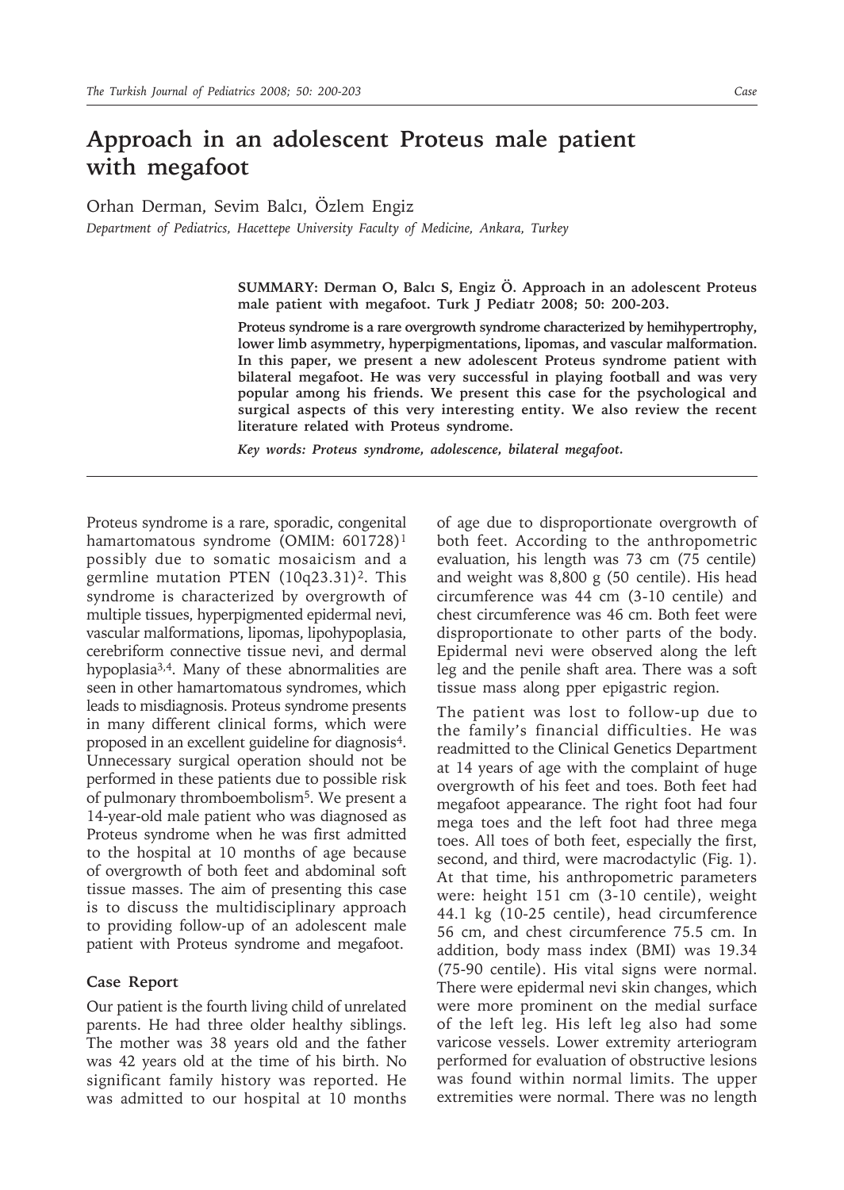# Approach in an adolescent Proteus male patient with megafoot

Orhan Derman, Sevim Balcı, Özlem Engiz

*Department of Pediatrics, Hacettepe University Faculty of Medicine, Ankara, Turkey*

**SUMMARY: Derman O, Balcı S, Engiz Ö. Approach in an adolescent Proteus male patient with megafoot. Turk J Pediatr 2008; 50: 200-203.**

**Proteus syndrome is a rare overgrowth syndrome characterized by hemihypertrophy, lower limb asymmetry, hyperpigmentations, lipomas, and vascular malformation. In this paper, we present a new adolescent Proteus syndrome patient with bilateral megafoot. He was very successful in playing football and was very popular among his friends. We present this case for the psychological and surgical aspects of this very interesting entity. We also review the recent literature related with Proteus syndrome.**

***Key words: Proteus syndrome, adolescence, bilateral megafoot.***

Proteus syndrome is a rare, sporadic, congenital hamartomatous syndrome (OMIM: 601728)[1] possibly due to somatic mosaicism and a germline mutation PTEN (10q23.31)[2]. This syndrome is characterized by overgrowth of multiple tissues, hyperpigmented epidermal nevi, vascular malformations, lipomas, lipohypoplasia, cerebriform connective tissue nevi, and dermal hypoplasia[3,4]. Many of these abnormalities are seen in other hamartomatous syndromes, which leads to misdiagnosis. Proteus syndrome presents in many different clinical forms, which were proposed in an excellent guideline for diagnosis[4]. Unnecessary surgical operation should not be performed in these patients due to possible risk of pulmonary thromboembolism[5]. We present a 14-year-old male patient who was diagnosed as Proteus syndrome when he was first admitted to the hospital at 10 months of age because of overgrowth of both feet and abdominal soft tissue masses. The aim of presenting this case is to discuss the multidisciplinary approach to providing follow-up of an adolescent male patient with Proteus syndrome and megafoot.

## Case Report

Our patient is the fourth living child of unrelated parents. He had three older healthy siblings. The mother was 38 years old and the father was 42 years old at the time of his birth. No significant family history was reported. He was admitted to our hospital at 10 months of age due to disproportionate overgrowth of both feet. According to the anthropometric evaluation, his length was 73 cm (75 centile) and weight was 8,800 g (50 centile). His head circumference was 44 cm (3-10 centile) and chest circumference was 46 cm. Both feet were disproportionate to other parts of the body. Epidermal nevi were observed along the left leg and the penile shaft area. There was a soft tissue mass along pper epigastric region.

The patient was lost to follow-up due to the family's financial difficulties. He was readmitted to the Clinical Genetics Department at 14 years of age with the complaint of huge overgrowth of his feet and toes. Both feet had megafoot appearance. The right foot had four mega toes and the left foot had three mega toes. All toes of both feet, especially the first, second, and third, were macrodactylic (Fig. 1). At that time, his anthropometric parameters were: height 151 cm (3-10 centile), weight 44.1 kg (10-25 centile), head circumference 56 cm, and chest circumference 75.5 cm. In addition, body mass index (BMI) was 19.34 (75-90 centile). His vital signs were normal. There were epidermal nevi skin changes, which were more prominent on the medial surface of the left leg. His left leg also had some varicose vessels. Lower extremity arteriogram performed for evaluation of obstructive lesions was found within normal limits. The upper extremities were normal. There was no length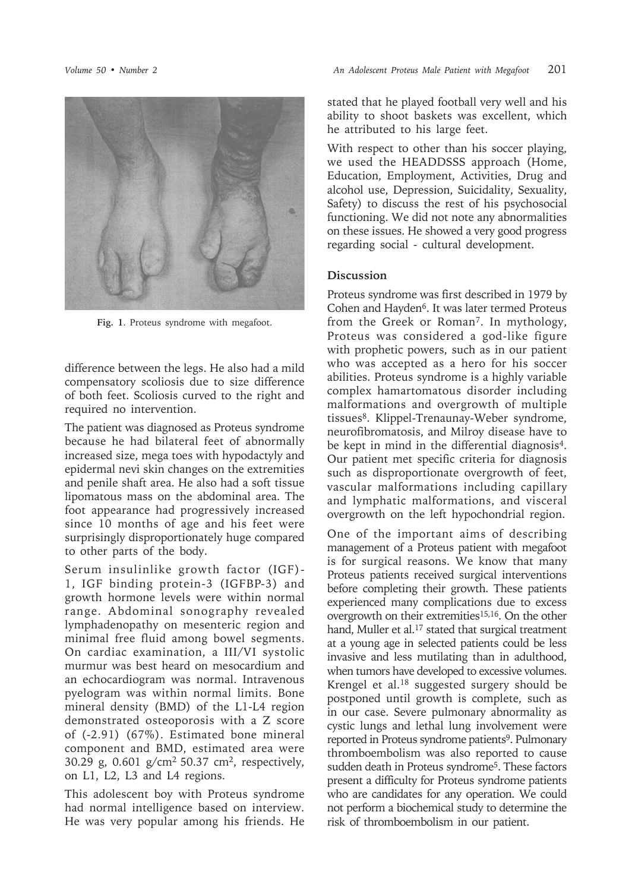Fig. 1. Proteus syndrome with megafoot.

difference between the legs. He also had a mild compensatory scoliosis due to size difference of both feet. Scoliosis curved to the right and required no intervention.

The patient was diagnosed as Proteus syndrome because he had bilateral feet of abnormally increased size, mega toes with hypodactyly and epidermal nevi skin changes on the extremities and penile shaft area. He also had a soft tissue lipomatous mass on the abdominal area. The foot appearance had progressively increased since 10 months of age and his feet were surprisingly disproportionately huge compared to other parts of the body.

Serum insulinlike growth factor (IGF)-1, IGF binding protein-3 (IGFBP-3) and growth hormone levels were within normal range. Abdominal sonography revealed lymphadenopathy on mesenteric region and minimal free fluid among bowel segments. On cardiac examination, a III/VI systolic murmur was best heard on mesocardium and an echocardiogram was normal. Intravenous pyelogram was within normal limits. Bone mineral density (BMD) of the L1-L4 region demonstrated osteoporosis with a Z score of (-2.91) (67%). Estimated bone mineral component and BMD, estimated area were 30.29 g, 0.601 g/cm$^2$ 50.37 cm$^2$, respectively, on L1, L2, L3 and L4 regions.

This adolescent boy with Proteus syndrome had normal intelligence based on interview. He was very popular among his friends. He stated that he played football very well and his ability to shoot baskets was excellent, which he attributed to his large feet.

With respect to other than his soccer playing, we used the HEADDSSS approach (Home, Education, Employment, Activities, Drug and alcohol use, Depression, Suicidality, Sexuality, Safety) to discuss the rest of his psychosocial functioning. We did not note any abnormalities on these issues. He showed a very good progress regarding social - cultural development.

## Discussion

Proteus syndrome was first described in 1979 by Cohen and Hayden[6]. It was later termed Proteus from the Greek or Roman[7]. In mythology, Proteus was considered a god-like figure with prophetic powers, such as in our patient who was accepted as a hero for his soccer abilities. Proteus syndrome is a highly variable complex hamartomatous disorder including malformations and overgrowth of multiple tissues[8]. Klippel-Trenaunay-Weber syndrome, neurofibromatosis, and Milroy disease have to be kept in mind in the differential diagnosis[4]. Our patient met specific criteria for diagnosis such as disproportionate overgrowth of feet, vascular malformations including capillary and lymphatic malformations, and visceral overgrowth on the left hypochondrial region.

One of the important aims of describing management of a Proteus patient with megafoot is for surgical reasons. We know that many Proteus patients received surgical interventions before completing their growth. These patients experienced many complications due to excess overgrowth on their extremities[15,16]. On the other hand, Muller et al.[17] stated that surgical treatment at a young age in selected patients could be less invasive and less mutilating than in adulthood, when tumors have developed to excessive volumes. Krengel et al.[18] suggested surgery should be postponed until growth is complete, such as in our case. Severe pulmonary abnormality as cystic lungs and lethal lung involvement were reported in Proteus syndrome patients[9]. Pulmonary thromboembolism was also reported to cause sudden death in Proteus syndrome[5]. These factors present a difficulty for Proteus syndrome patients who are candidates for any operation. We could not perform a biochemical study to determine the risk of thromboembolism in our patient.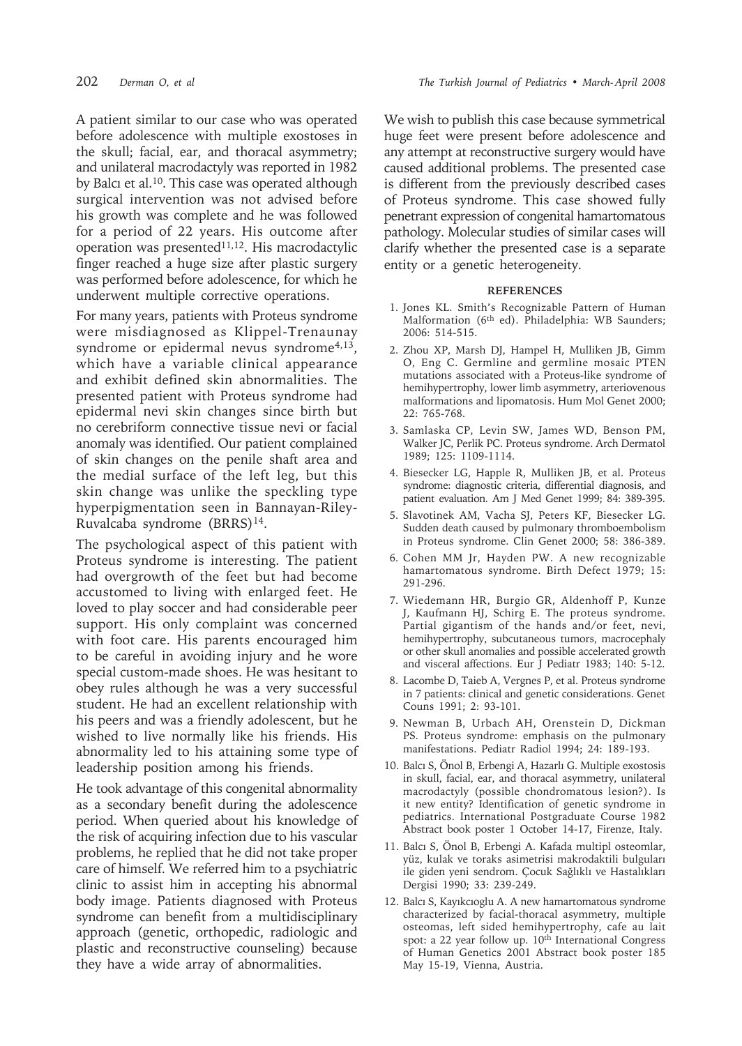A patient similar to our case who was operated before adolescence with multiple exostoses in the skull; facial, ear, and thoracal asymmetry; and unilateral macrodactyly was reported in 1982 by Balcı et al.[10]. This case was operated although surgical intervention was not advised before his growth was complete and he was followed for a period of 22 years. His outcome after operation was presented[11,12]. His macrodactylic finger reached a huge size after plastic surgery was performed before adolescence, for which he underwent multiple corrective operations.

For many years, patients with Proteus syndrome were misdiagnosed as Klippel-Trenaunay syndrome or epidermal nevus syndrome[4,13], which have a variable clinical appearance and exhibit defined skin abnormalities. The presented patient with Proteus syndrome had epidermal nevi skin changes since birth but no cerebriform connective tissue nevi or facial anomaly was identified. Our patient complained of skin changes on the penile shaft area and the medial surface of the left leg, but this skin change was unlike the speckling type hyperpigmentation seen in Bannayan-Riley-Ruvalcaba syndrome (BRRS)[14].

The psychological aspect of this patient with Proteus syndrome is interesting. The patient had overgrowth of the feet but had become accustomed to living with enlarged feet. He loved to play soccer and had considerable peer support. His only complaint was concerned with foot care. His parents encouraged him to be careful in avoiding injury and he wore special custom-made shoes. He was hesitant to obey rules although he was a very successful student. He had an excellent relationship with his peers and was a friendly adolescent, but he wished to live normally like his friends. His abnormality led to his attaining some type of leadership position among his friends.

He took advantage of this congenital abnormality as a secondary benefit during the adolescence period. When queried about his knowledge of the risk of acquiring infection due to his vascular problems, he replied that he did not take proper care of himself. We referred him to a psychiatric clinic to assist him in accepting his abnormal body image. Patients diagnosed with Proteus syndrome can benefit from a multidisciplinary approach (genetic, orthopedic, radiologic and plastic and reconstructive counseling) because they have a wide array of abnormalities.

We wish to publish this case because symmetrical huge feet were present before adolescence and any attempt at reconstructive surgery would have caused additional problems. The presented case is different from the previously described cases of Proteus syndrome. This case showed fully penetrant expression of congenital hamartomatous pathology. Molecular studies of similar cases will clarify whether the presented case is a separate entity or a genetic heterogeneity.

## REFERENCES

1. Jones KL. Smith's Recognizable Pattern of Human Malformation (6th ed). Philadelphia: WB Saunders; 2006: 514-515.
2. Zhou XP, Marsh DJ, Hampel H, Mulliken JB, Gimm O, Eng C. Germline and germline mosaic PTEN mutations associated with a Proteus-like syndrome of hemihypertrophy, lower limb asymmetry, arteriovenous malformations and lipomatosis. Hum Mol Genet 2000; 22: 765-768.
3. Samlaska CP, Levin SW, James WD, Benson PM, Walker JC, Perlik PC. Proteus syndrome. Arch Dermatol 1989; 125: 1109-1114.
4. Biesecker LG, Happle R, Mulliken JB, et al. Proteus syndrome: diagnostic criteria, differential diagnosis, and patient evaluation. Am J Med Genet 1999; 84: 389-395.
5. Slavotinek AM, Vacha SJ, Peters KF, Biesecker LG. Sudden death caused by pulmonary thromboembolism in Proteus syndrome. Clin Genet 2000; 58: 386-389.
6. Cohen MM Jr, Hayden PW. A new recognizable hamartomatous syndrome. Birth Defect 1979; 15: 291-296.
7. Wiedemann HR, Burgio GR, Aldenhoff P, Kunze J, Kaufmann HJ, Schirg E. The proteus syndrome. Partial gigantism of the hands and/or feet, nevi, hemihypertrophy, subcutaneous tumors, macrocephaly or other skull anomalies and possible accelerated growth and visceral affections. Eur J Pediatr 1983; 140: 5-12.
8. Lacombe D, Taieb A, Vergnes P, et al. Proteus syndrome in 7 patients: clinical and genetic considerations. Genet Couns 1991; 2: 93-101.
9. Newman B, Urbach AH, Orenstein D, Dickman PS. Proteus syndrome: emphasis on the pulmonary manifestations. Pediatr Radiol 1994; 24: 189-193.
10. Balcı S, Önol B, Erbengi A, Hazarlı G. Multiple exostosis in skull, facial, ear, and thoracal asymmetry, unilateral macrodactyly (possible chondromatous lesion?). Is it new entity? Identification of genetic syndrome in pediatrics. International Postgraduate Course 1982 Abstract book poster 1 October 14-17, Firenze, Italy.
11. Balcı S, Önol B, Erbengi A. Kafada multipl osteomlar, yüz, kulak ve toraks asimetrisi makrodaktili bulguları ile giden yeni sendrom. Çocuk Sağlıklı ve Hastalıkları Dergisi 1990; 33: 239-249.
12. Balcı S, Kayıkcıoglu A. A new hamartomatous syndrome characterized by facial-thoracal asymmetry, multiple osteomas, left sided hemihypertrophy, cafe au lait spot: a 22 year follow up. 10th International Congress of Human Genetics 2001 Abstract book poster 185 May 15-19, Vienna, Austria.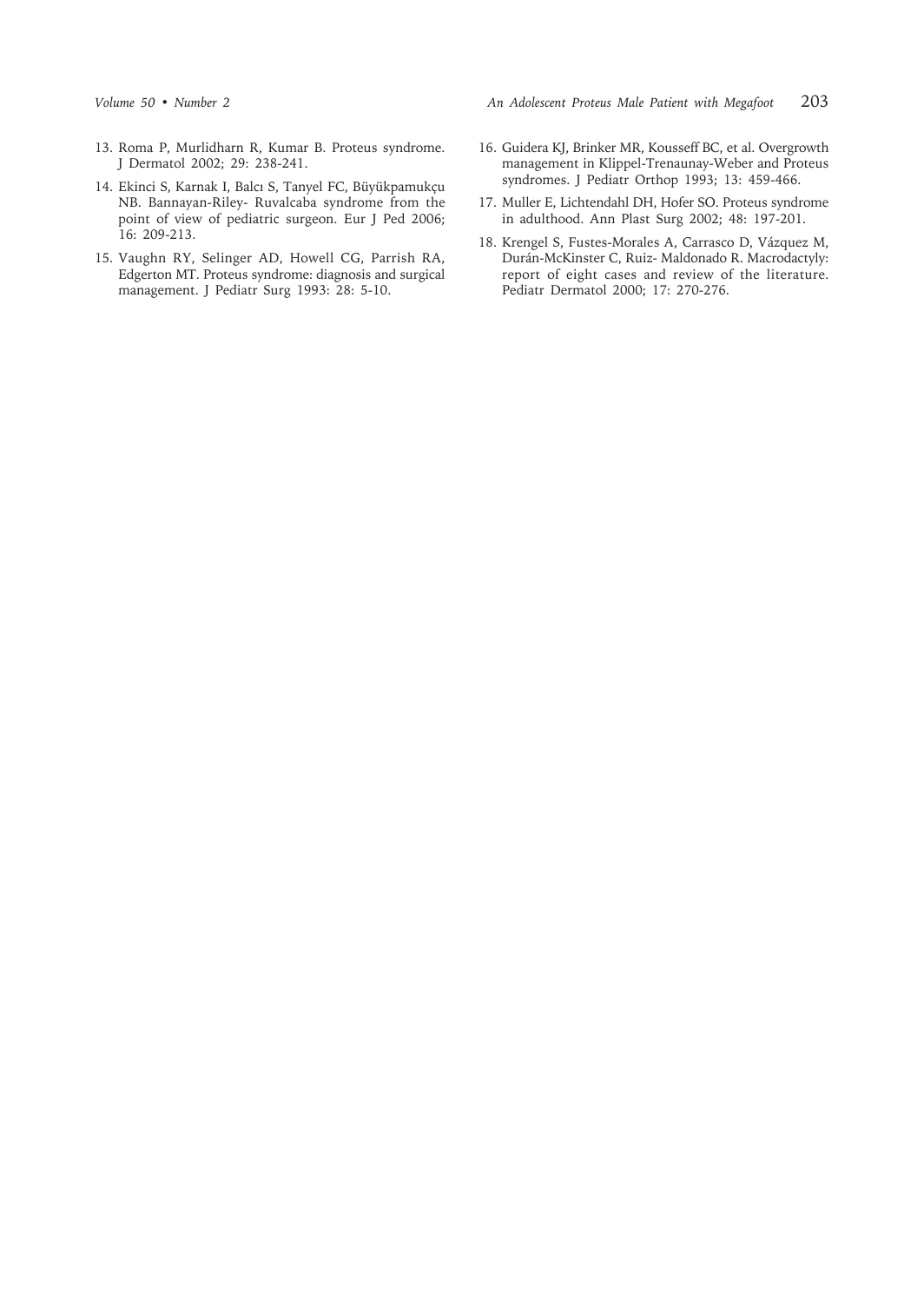13. Roma P, Murlidharn R, Kumar B. Proteus syndrome. J Dermatol 2002; 29: 238-241.
14. Ekinci S, Karnak I, Balcı S, Tanyel FC, Büyükpamukçu NB. Bannayan-Riley- Ruvalcaba syndrome from the point of view of pediatric surgeon. Eur J Ped 2006; 16: 209-213.
15. Vaughn RY, Selinger AD, Howell CG, Parrish RA, Edgerton MT. Proteus syndrome: diagnosis and surgical management. J Pediatr Surg 1993: 28: 5-10.
16. Guidera KJ, Brinker MR, Kousseff BC, et al. Overgrowth management in Klippel-Trenaunay-Weber and Proteus syndromes. J Pediatr Orthop 1993; 13: 459-466.
17. Muller E, Lichtendahl DH, Hofer SO. Proteus syndrome in adulthood. Ann Plast Surg 2002; 48: 197-201.
18. Krengel S, Fustes-Morales A, Carrasco D, Vázquez M, Durán-McKinster C, Ruiz- Maldonado R. Macrodactyly: report of eight cases and review of the literature. Pediatr Dermatol 2000; 17: 270-276.